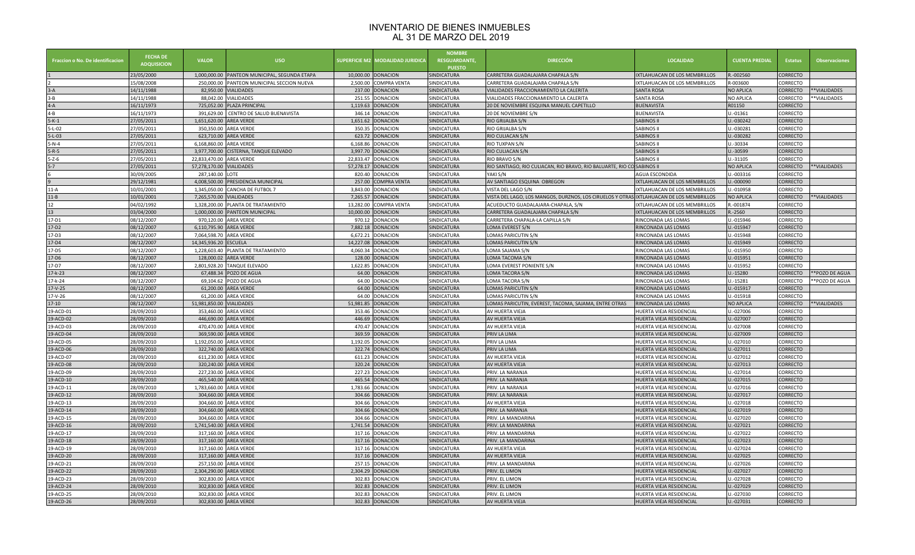# INVENTARIO DE BIENES INMUEBLES
## AL 31 DE MARZO DEL 2019

| Fraccion o No. De identificacion | FECHA DE ADQUISICION | VALOR | USO | SUPERFICIE M2 | MODALIDAD JURIDICA | NOMBRE RESGUARDANTE, PUESTO | DIRECCIÓN | LOCALIDAD | CUENTA PREDIAL | Estatus | Observaciones |
|---|---|---|---|---|---|---|---|---|---|---|---|
| 1 | 23/05/2000 | 1,000,000.00 | PANTEON MUNICIPAL, SEGUNDA ETAPA | 10,000.00 | DONACION | SINDICATURA | CARRETERA GUADALAJARA CHAPALA S/N | IXTLAHUACAN DE LOS MEMBRILLOS | R.-002560 | CORRECTO | |
| 2 | 15/08/2008 | 250,000.00 | PANTEON MUNICIPAL SECCION NUEVA | 2,500.00 | COMPRA VENTA | SINDICATURA | CARRETERA GUADALAJARA CHAPALA S/N | IXTLAHUACAN DE LOS MEMBRILLOS | R-003600 | CORRECTO | |
| 3-A | 14/11/1988 | 82,950.00 | VIALIDADES | 237.00 | DONACION | SINDICATURA | VIALIDADES FRACCIONAMIENTO LA CALERITA | SANTA ROSA | NO APLICA | CORRECTO | **VIALIDADES |
| 3-B | 14/11/1988 | 88,042.00 | VIALIDADES | 251.55 | DONACION | SINDICATURA | VIALIDADES FRACCIONAMIENTO LA CALERITA | SANTA ROSA | NO APLICA | CORRECTO | **VIALIDADES |
| 4-A | 16/11/1973 | 725,052.00 | PLAZA PRINCIPAL | 1,119.63 | DONACION | SINDICATURA | 20 DE NOVIEMBRE ESQUINA MANUEL CAPETILLO | BUENAVISTA | R01150 | CORRECTO | |
| 4-B | 16/11/1973 | 391,629.00 | CENTRO DE SALUD BUENAVISTA | 346.14 | DONACION | SINDICATURA | 20 DE NOVIEMBRE S/N | BUENAVISTA | U.-01361 | CORRECTO | |
| 5-K-1 | 27/05/2011 | 1,651,620.00 | AREA VERDE | 1,651.62 | DONACION | SINDICATURA | RIO GRIJALBA S/N | SABINOS II | U.-030242 | CORRECTO | |
| 5-L-02 | 27/05/2011 | 350,350.00 | AREA VERDE | 350.35 | DONACION | SINDICATURA | RIO GRIJALBA S/N | SABINOS II | U.-030281 | CORRECTO | |
| 5-L-03 | 27/05/2011 | 623,710.00 | AREA VERDE | 623.72 | DONACION | SINDICATURA | RIO CULIACAN S/N | SABINOS II | U.-030282 | CORRECTO | |
| 5-N-4 | 27/05/2011 | 6,168,860.00 | AREA VERDE | 6,168.86 | DONACION | SINDICATURA | RIO TUXPAN S/N | SABINOS II | U.-30334 | CORRECTO | |
| 5-R-5 | 27/05/2011 | 3,977,700.00 | CISTERNA, TANQUE ELEVADO | 3,997.70 | DONACION | SINDICATURA | RIO CULIACAN S/N | SABINOS II | U.-30599 | CORRECTO | |
| 5-Z-6 | 27/05/2011 | 22,833,470.00 | AREA VERDE | 22,833.47 | DONACION | SINDICATURA | RIO BRAVO S/N | SABINOS II | U.-31105 | CORRECTO | |
| 5-7 | 27/05/2011 | 57,278,170.00 | VIALIDADES | 57,278.17 | DONACION | SINDICATURA | RIO SANTIAGO, RIO CULIACAN, RIO BRAVO, RIO BALUARTE, RIO CO | SABINOS II | NO APLICA | CORRECTO | **VIALIDADES |
| 6 | 30/09/2005 | 287,140.00 | LOTE | 820.40 | DONACION | SINDICATURA | YAKI S/N | AGUA ESCONDIDA | U.-003316 | CORRECTO | |
| 9 | 29/12/1981 | 4,008,500.00 | PRESIDENCIA MUNICIPAL | 257.00 | COMPRA VENTA | SINDICATURA | AV SANTIAGO ESQUINA OBREGON | IXTLAHUACAN DE LOS MEMBRILLOS | U.-000090 | CORRECTO | |
| 11-A | 10/01/2001 | 1,345,050.00 | CANCHA DE FUTBOL 7 | 3,843.00 | DONACION | SINDICATURA | VISTA DEL LAGO S/N | IXTLAHUACAN DE LOS MEMBRILLOS | U.-010958 | CORRECTO | |
| 11-B | 10/01/2001 | 7,265,570.00 | VIALIDADES | 7,265.57 | DONACION | SINDICATURA | VISTA DEL LAGO, LOS MANGOS, DURZNOS, LOS CIRUELOS Y OTRAS | IXTLAHUACAN DE LOS MEMBRILLOS | NO APLICA | CORRECTO | **VIALIDADES |
| 12 | 04/02/1992 | 1,328,200.00 | PLANTA DE TRATAMIENTO | 13,282.00 | COMPRA VENTA | SINDICATURA | ACUEDUCTO GUADALAJARA-CHAPALA, S/N | IXTLAHUACAN DE LOS MEMBRILLOS | R.-001874 | CORRECTO | |
| 13 | 03/04/2000 | 1,000,000.00 | PANTEON MUNICIPAL | 10,000.00 | DONACION | SINDICATURA | CARRETERA GUADALAJARA CHAPALA S/N | IXTLAHUACAN DE LOS MEMBRILLOS | R.-2560 | CORRECTO | |
| 17-D1 | 08/12/2007 | 970,120.00 | AREA VERDE | 970.12 | DONACION | SINDICATURA | CARRETERA CHAPALA-LA CAPILLA S/N | RINCONADA LAS LOMAS | U.-015946 | CORRECTO | |
| 17-D2 | 08/12/2007 | 6,110,795.90 | AREA VERDE | 7,882.18 | DONACION | SINDICATURA | LOMA EVEREST S/N | RINCONADA LAS LOMAS | U.-015947 | CORRECTO | |
| 17-D3 | 08/12/2007 | 7,064,598.70 | AREA VERDE | 6,672.21 | DONACION | SINDICATURA | LOMAS PARICUTIN S/N | RINCONADA LAS LOMAS | U.-015948 | CORRECTO | |
| 17-D4 | 08/12/2007 | 14,345,936.20 | ESCUELA | 14,227.08 | DONACION | SINDICATURA | LOMAS PARICUTIN S/N | RINCONADA LAS LOMAS | U.-015949 | CORRECTO | |
| 17-D5 | 08/12/2007 | 1,228,603.40 | PLANTA DE TRATAMIENTO | 4,060.34 | DONACION | SINDICATURA | LOMA SAJAMA S/N | RINCONADA LAS LOMAS | U.-015950 | CORRECTO | |
| 17-D6 | 08/12/2007 | 128,000.02 | AREA VERDE | 128.00 | DONACION | SINDICATURA | LOMA TACOMA S/N | RINCONADA LAS LOMAS | U.-015951 | CORRECTO | |
| 17-D7 | 08/12/2007 | 2,801,928.20 | TANQUE ELEVADO | 1,622.85 | DONACION | SINDICATURA | LOMA EVEREST PONIENTE S/N | RINCONADA LAS LOMAS | U.-015952 | CORRECTO | |
| 17-k-23 | 08/12/2007 | 67,488.34 | POZO DE AGUA | 64.00 | DONACION | SINDICATURA | LOMA TACORA S/N | RINCONADA LAS LOMAS | U.-15280 | CORRECTO | **POZO DE AGUA |
| 17-k-24 | 08/12/2007 | 69,104.62 | POZO DE AGUA | 64.00 | DONACION | SINDICATURA | LOMA TACORA S/N | RINCONADA LAS LOMAS | U.-15281 | CORRECTO | **POZO DE AGUA |
| 17-V-25 | 08/12/2007 | 61,200.00 | AREA VERDE | 64.00 | DONACION | SINDICATURA | LOMAS PARICUTIN S/N | RINCONADA LAS LOMAS | U.-015917 | CORRECTO | |
| 17-V-26 | 08/12/2007 | 61,200.00 | AREA VERDE | 64.00 | DONACION | SINDICATURA | LOMAS PARICUTIN S/N | RINCONADA LAS LOMAS | U.-015918 | CORRECTO | |
| 17-10 | 08/12/2007 | 51,981,850.00 | VIALIDADES | 51,981.85 | DONACION | SINDICATURA | LOMAS PARICUTIN, EVEREST, TACOMA, SAJAMA, ENTRE OTRAS | RINCONADA LAS LOMAS | NO APLICA | CORRECTO | **VIALIDADES |
| 19-ACD-01 | 28/09/2010 | 353,460.00 | AREA VERDE | 353.46 | DONACION | SINDICATURA | AV HUERTA VIEJA | HUERTA VIEJA RESIDENCIAL | U.-027006 | CORRECTO | |
| 19-ACD-02 | 28/09/2010 | 446,690.00 | AREA VERDE | 446.69 | DONACION | SINDICATURA | AV HUERTA VIEJA | HUERTA VIEJA RESIDENCIAL | U.-027007 | CORRECTO | |
| 19-ACD-03 | 28/09/2010 | 470,470.00 | AREA VERDE | 470.47 | DONACION | SINDICATURA | AV HUERTA VIEJA | HUERTA VIEJA RESIDENCIAL | U.-027008 | CORRECTO | |
| 19-ACD-04 | 28/09/2010 | 369,590.00 | AREA VERDE | 369.59 | DONACION | SINDICATURA | PRIV LA LIMA | HUERTA VIEJA RESIDENCIAL | U.-027009 | CORRECTO | |
| 19-ACD-05 | 28/09/2010 | 1,192,050.00 | AREA VERDE | 1,192.05 | DONACION | SINDICATURA | PRIV LA LIMA | HUERTA VIEJA RESIDENCIAL | U.-027010 | CORRECTO | |
| 19-ACD-06 | 28/09/2010 | 322,740.00 | AREA VERDE | 322.74 | DONACION | SINDICATURA | PRIV LA LIMA | HUERTA VIEJA RESIDENCIAL | U.-027011 | CORRECTO | |
| 19-ACD-07 | 28/09/2010 | 611,230.00 | AREA VERDE | 611.23 | DONACION | SINDICATURA | AV HUERTA VIEJA | HUERTA VIEJA RESIDENCIAL | U.-027012 | CORRECTO | |
| 19-ACD-08 | 28/09/2010 | 320,240.00 | AREA VERDE | 320.24 | DONACION | SINDICATURA | AV HUERTA VIEJA | HUERTA VIEJA RESIDENCIAL | U.-027013 | CORRECTO | |
| 19-ACD-09 | 28/09/2010 | 227,230.00 | AREA VERDE | 227.23 | DONACION | SINDICATURA | PRIV. LA NARANJA | HUERTA VIEJA RESIDENCIAL | U.-027014 | CORRECTO | |
| 19-ACD-10 | 28/09/2010 | 465,540.00 | AREA VERDE | 465.54 | DONACION | SINDICATURA | PRIV. LA NARANJA | HUERTA VIEJA RESIDENCIAL | U.-027015 | CORRECTO | |
| 19-ACD-11 | 28/09/2010 | 1,783,660.00 | AREA VERDE | 1,783.66 | DONACION | SINDICATURA | PRIV. LA NARANJA | HUERTA VIEJA RESIDENCIAL | U.-027016 | CORRECTO | |
| 19-ACD-12 | 28/09/2010 | 304,660.00 | AREA VERDE | 304.66 | DONACION | SINDICATURA | PRIV. LA NARANJA | HUERTA VIEJA RESIDENCIAL | U.-027017 | CORRECTO | |
| 19-ACD-13 | 28/09/2010 | 304,660.00 | AREA VERDE | 304.66 | DONACION | SINDICATURA | AV HUERTA VIEJA | HUERTA VIEJA RESIDENCIAL | U.-027018 | CORRECTO | |
| 19-ACD-14 | 28/09/2010 | 304,660.00 | AREA VERDE | 304.66 | DONACION | SINDICATURA | PRIV. LA NARANJA | HUERTA VIEJA RESIDENCIAL | U.-027019 | CORRECTO | |
| 19-ACD-15 | 28/09/2010 | 304,660.00 | AREA VERDE | 304.66 | DONACION | SINDICATURA | PRIV. LA MANDARINA | HUERTA VIEJA RESIDENCIAL | U.-027020 | CORRECTO | |
| 19-ACD-16 | 28/09/2010 | 1,741,540.00 | AREA VERDE | 1,741.54 | DONACION | SINDICATURA | PRIV. LA MANDARINA | HUERTA VIEJA RESIDENCIAL | U.-027021 | CORRECTO | |
| 19-ACD-17 | 28/09/2010 | 317,160.00 | AREA VERDE | 317.16 | DONACION | SINDICATURA | PRIV. LA MANDARINA | HUERTA VIEJA RESIDENCIAL | U.-027022 | CORRECTO | |
| 19-ACD-18 | 28/09/2010 | 317,160.00 | AREA VERDE | 317.16 | DONACION | SINDICATURA | PRIV. LA MANDARINA | HUERTA VIEJA RESIDENCIAL | U.-027023 | CORRECTO | |
| 19-ACD-19 | 28/09/2010 | 317,160.00 | AREA VERDE | 317.16 | DONACION | SINDICATURA | AV HUERTA VIEJA | HUERTA VIEJA RESIDENCIAL | U.-027024 | CORRECTO | |
| 19-ACD-20 | 28/09/2010 | 317,160.00 | AREA VERDE | 317.16 | DONACION | SINDICATURA | AV HUERTA VIEJA | HUERTA VIEJA RESIDENCIAL | U.-027025 | CORRECTO | |
| 19-ACD-21 | 28/09/2010 | 257,150.00 | AREA VERDE | 257.15 | DONACION | SINDICATURA | PRIV. LA MANDARINA | HUERTA VIEJA RESIDENCIAL | U.-027026 | CORRECTO | |
| 19-ACD-22 | 28/09/2010 | 2,304,290.00 | AREA VERDE | 2,304.29 | DONACION | SINDICATURA | PRIV. EL LIMON | HUERTA VIEJA RESIDENCIAL | U.-027027 | CORRECTO | |
| 19-ACD-23 | 28/09/2010 | 302,830.00 | AREA VERDE | 302.83 | DONACION | SINDICATURA | PRIV. EL LIMON | HUERTA VIEJA RESIDENCIAL | U.-027028 | CORRECTO | |
| 19-ACD-24 | 28/09/2010 | 302,830.00 | AREA VERDE | 302.83 | DONACION | SINDICATURA | PRIV. EL LIMON | HUERTA VIEJA RESIDENCIAL | U.-027029 | CORRECTO | |
| 19-ACD-25 | 28/09/2010 | 302,830.00 | AREA VERDE | 302.83 | DONACION | SINDICATURA | PRIV. EL LIMON | HUERTA VIEJA RESIDENCIAL | U.-027030 | CORRECTO | |
| 19-ACD-26 | 28/09/2010 | 302,830.00 | AREA VERDE | 302.83 | DONACION | SINDICATURA | AV HUERTA VIEJA | HUERTA VIEJA RESIDENCIAL | U.-027031 | CORRECTO | |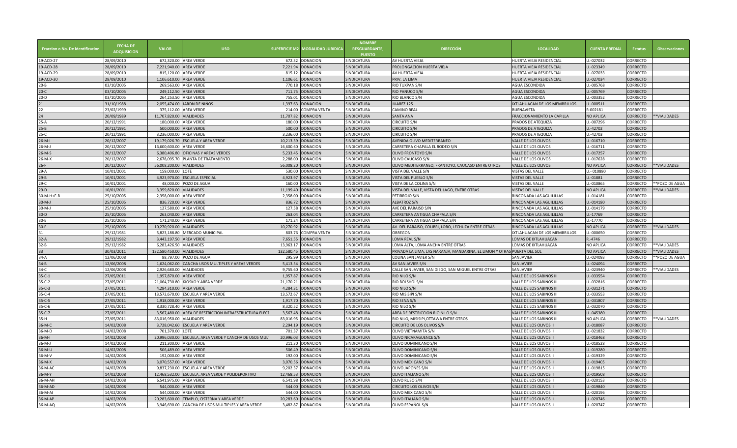| Fraccion o No. De identificacion | FECHA DE ADQUISICION | VALOR | USO | SUPERFICIE M2 | MODALIDAD JURIDICA | NOMBRE RESGUARDANTE, PUESTO | DIRECCIÓN | LOCALIDAD | CUENTA PREDIAL | Estatus | Observaciones |
|---|---|---|---|---|---|---|---|---|---|---|---|
| 19-ACD-27 | 28/09/2010 | 672,320.00 | AREA VERDE | 672.32 | DONACION | SINDICATURA | AV HUERTA VIEJA | HUERTA VIEJA RESIDENCIAL | U.-027032 | CORRECTO | |
| 19-ACD-28 | 28/09/2010 | 7,221,940.00 | AREA VERDE | 7,221.94 | DONACION | SINDICATURA | PROLONGACION HUERTA VIEJA | HUERTA VIEJA RESIDENCIAL | U.-023349 | CORRECTO | |
| 19-ACD-29 | 28/09/2010 | 815,120.00 | AREA VERDE | 815.12 | DONACION | SINDICATURA | AV HUERTA VIEJA | HUERTA VIEJA RESIDENCIAL | U.-027033 | CORRECTO | |
| 19-ACD-30 | 28/09/2010 | 1,106,610.00 | AREA VERDE | 1,106.61 | DONACION | SINDICATURA | PRIV. LA LIMA | HUERTA VIEJA RESIDENCIAL | U.-027034 | CORRECTO | |
| 20-B | 03/10/2005 | 269,563.00 | AREA VERDE | 770.18 | DONACION | SINDICATURA | RIO TUXPAN S/N | AGUA ESCONDIDA | U.-005768 | CORRECTO | |
| 20-C | 03/10/2005 | 249,112.50 | AREA VERDE | 711.75 | DONACION | SINDICATURA | RIO PANUCO S/N | AGUA ESCONDIDA | U.-005769 | CORRECTO | |
| 20-D | 03/10/2005 | 264,253.50 | AREA VERDE | 755.01 | DONACION | SINDICATURA | RIO BLANCO S/N | AGUA ESCONDIDA | U.-003352 | CORRECTO | |
| 21 | 31/10/1988 | 2,055,474.00 | JARDIN DE NIÑOS | 1,397.63 | DONACION | SINDICATURA | JUAREZ 125 | IXTLAHUACAN DE LOS MEMBRILLOS | U.-000511 | CORRECTO | |
| 22 | 23/02/1999 | 375,112.00 | AREA VERDE | 214.00 | COMPRA VENTA | SINDICATURA | CAMINO REAL | BUENAVISTA | R-002181 | CORRECTO | |
| 24 | 20/09/1989 | 11,707,820.00 | VIALIDADES | 11,707.82 | DONACION | SINDICATURA | SANTA ANA | FRACCIONAMIENTO LA CAPILLA | NO APLICA | CORRECTO | **VIALIDADES |
| 25-A | 20/12/1991 | 180,000.00 | AREA VERDE | 180.00 | DONACION | SINDICATURA | CIRCUITO S/N | PRADOS DE ATEQUIZA | U.-007296 | CORRECTO | |
| 25-B | 20/12/1991 | 500,000.00 | AREA VERDE | 500.00 | DONACION | SINDICATURA | CIRCUITO S/N | PRADOS DE ATEQUIZA | U.-42702 | CORRECTO | |
| 25-C | 20/12/1991 | 3,236,000.00 | AREA VERDE | 3,236.00 | DONACION | SINDICATURA | CIRCUITO S/N | PRADOS DE ATEQUIZA | U.-42703 | CORRECTO | |
| 26-M-I | 20/12/2007 | 19,179,026.70 | ESCUELA Y AREA VERDE | 10,213.39 | DONACION | SINDICATURA | AVENIDA OLIVO MEDITERRANEO | VALLE DE LOS OLIVOS | U.-016710 | CORRECTO | |
| 26-M-J | 20/12/2007 | 16,600,600.00 | AREA VERDE | 16,600.60 | DONACION | SINDICATURA | CARRETERA CHAPALA EL RODEO S/N | VALLE DE LOS OLIVOS | U.-016711 | CORRECTO | |
| 26-M-S | 20/12/2007 | 6,380,406.80 | OFICINAS Y AREAS VERDES | 5,233.45 | DONACION | SINDICATURA | OLIVO FRONTOYO S/N | VALLE DE LOS OLIVOS | U.-017257 | CORRECTO | |
| 26-M-X | 20/12/2007 | 2,678,095.70 | PLANTA DE TRATAMIENTO | 2,288.00 | DONACION | SINDICATURA | OLIVO CAUCASO S/N | VALLE DE LOS OLIVOS | U.-017628 | CORRECTO | |
| 26-F | 20/12/2007 | 56,008,200.00 | VIALIDADES | 56,008.20 | DONACION | SINDICATURA | OLIVO MEDITERRANEO, FRANTOYO, CAUCASO ENTRE OTROS | VALLE DE LOS OLIVOS | NO APLICA | CORRECTO | **VIALIDADES |
| 29-A | 10/01/2001 | 159,000.00 | LOTE | 530.00 | DONACION | SINDICATURA | VISTA DEL VALLE S/N | VISTAS DEL VALLE | U.-010880 | CORRECTO | |
| 29-B | 10/01/2001 | 4,923,970.00 | ESCUELA ESPECIAL | 4,923.97 | DONACION | SINDICATURA | VISTA DEL PUEBLO S/N | VISTAS DEL VALLE | U.-01881 | CORRECTO | |
| 29-C | 10/01/2001 | 48,000.00 | POZO DE AGUA | 160.00 | DONACION | SINDICATURA | VISTA DE LA COLINA S/N | VISTAS DEL VALLE | U.-010865 | CORRECTO | **POZO DE AGUA |
| 29-D | 10/01/2001 | 3,359,820.00 | VIALIDADES | 11,199.40 | DONACION | SINDICATURA | VISTA DEL VALLE, VISTA DEL LAGO, ENTRE OTRAS | VISTAS DEL VALLE | NO APLICA | CORRECTO | **VIALIDADES |
| 30-M-H+F-B | 25/10/2005 | 2,358,000.00 | AREA VERDE | 2,358.00 | DONACION | SINDICATURA | PETIRROJO S/N | RINCONADA LAS AGUILILLAS | U.-014181 | CORRECTO | |
| 30-M-J | 25/10/2005 | 836,720.00 | AREA VERDE | 836.72 | DONACION | SINDICATURA | ALBATROZ S/N | RINCONADA LAS AGUILILLAS | U.-014180 | CORRECTO | |
| 30-M-J | 25/10/2005 | 127,580.00 | AREA VERDE | 127.58 | DONACION | SINDICATURA | AVE DEL PARAISO S/N | RINCONADA LAS AGUILILLAS | U.-014179 | CORRECTO | |
| 30-D | 25/10/2005 | 263,040.00 | AREA VERDE | 263.04 | DONACION | SINDICATURA | CARRETERA ANTIGUA CHAPALA S/N | RINCONADA LAS AGUILILLAS | U.-17769 | CORRECTO | |
| 30-E | 25/10/2005 | 171,240.00 | AREA VERDE | 171.24 | DONACION | SINDICATURA | CARRETERA ANTIGUA CHAPALA S/N | RINCONADA LAS AGUILILLAS | U.-17770 | CORRECTO | |
| 30-F | 25/10/2005 | 10,270,920.00 | VIALIDADES | 10,270.92 | DONACION | SINDICATURA | AV. DEL PARAISO, COLIBRI, LORO, LECHUZA ENTRE OTRAS | RINCONADA LAS AGUILILLAS | NO APLICA | CORRECTO | **VIALIDADES |
| 31 | 29/12/1981 | 5,823,188.80 | MERCADO MUNICIPAL | 803.76 | COMPRA VENTA | SINDICATURA | OBREGON | IXTLAHUACAN DE LOS MEMBRILLOS | U.-000650 | CORRECTO | |
| 32-A | 29/12/1982 | 3,443,197.50 | AREA VERDE | 7,651.55 | DONACION | SINDICATURA | LOMA REAL S/N | LOMAS DE IXTLAHUACAN | R.-4746 | CORRECTO | |
| 32-B | 29/12/1982 | 6,283,426.50 | VIALIDADES | 13,963.17 | DONACION | SINDICATURA | LOMA ALTA, LOMA ANCHA ENTRE OTRAS | LOMAS DE IXTLAHUACAN | NO APLICA | CORRECTO | **VIALIDADES |
| 33 | 30/03/2011 | 132,580,450.00 | VIALIDADES | 132,580.45 | DONACION | SINDICATURA | PRIVADA LA LIMA, LAS NARANJA, MANDARINA, EL LIMON Y OTRAS | PUERTA DEL SOL | NO APLICA | CORRECTO | **VIALIDADES |
| 34-A | 12/06/2008 | 88,797.00 | POZO DE AGUA | 295.99 | DONACION | SINDICATURA | COLINA SAN JAVIER S/N | SAN JAVIER | U.-024093 | CORRECTO | **POZO DE AGUA |
| 34-B | 12/06/2008 | 1,624,062.00 | CANCHA USOS MULTIPLES Y AREAS VERDES | 5,413.54 | DONACION | SINDICATURA | AV SAN JAVIER S/N | SAN JAVIER | U.-024094 | CORRECTO | |
| 34-C | 12/06/2008 | 2,926,680.00 | VIALIDADES | 9,755.60 | DONACION | SINDICATURA | CALLE SAN JAVIER, SAN DIEGO, SAN MIGUEL ENTRE OTRAS | SAN JAVIER | U.-023940 | CORRECTO | **VIALIDADES |
| 35-C-1 | 27/05/2011 | 1,957,870.00 | AREA VERDE | 1,957.87 | DONACION | SINDICATURA | RIO NILO S/N | VALLE DE LOS SABINOS III | U.-033554 | CORRECTO | |
| 35-C-2 | 27/05/2011 | 21,064,730.80 | KIOSKO Y AREA VERDE | 21,170.21 | DONACION | SINDICATURA | RIO BOLSHOI S/N | VALLE DE LOS SABINOS III | U.-032816 | CORRECTO | |
| 35-C-3 | 27/05/2011 | 4,284,310.00 | AREA VERDE | 4,284.31 | DONACION | SINDICATURA | RIO NILO S/N | VALLE DE LOS SABINOS III | U.-031271 | CORRECTO | |
| 35-C-4 | 27/05/2011 | 13,572,670.00 | ESCUELA Y AREA VERDE | 13,572.67 | DONACION | SINDICATURA | RIO MISISIPI S/N | VALLE DE LOS SABINOS III | U.-033553 | CORRECTO | |
| 35-C-5 | 27/05/2011 | 1,918,000.00 | AREA VERDE | 1,917.70 | DONACION | SINDICATURA | RIO SENA S/N | VALLE DE LOS SABINOS III | U.-031807 | CORRECTO | |
| 35-C-6 | 27/05/2011 | 8,330,728.40 | AREA VERDE | 8,320.52 | DONACION | SINDICATURA | RIO NILO S/N | VALLE DE LOS SABINOS III | U.-032070 | CORRECTO | |
| 35-C-7 | 27/05/2011 | 3,567,480.00 | AREA DE RESTRICCION INFRAESTRUCTURA ELECT | 3,567.48 | DONACION | SINDICATURA | AREA DE RESTRICCION RIO NILO S/N | VALLE DE LOS SABINOS III | U.-045380 | CORRECTO | |
| 35-H | 27/05/2011 | 83,016,950.00 | VIALIDADES | 83,016.95 | DONACION | SINDICATURA | RIO NILO, MISISIPI,OTTAWA ENTRE OTROS | VALLE DE LOS SABINOS III | NO APLICA | CORRECTO | **VIALIDADES |
| 36-M-C | 14/02/2008 | 3,728,042.60 | ESCUELA Y AREA VERDE | 2,294.19 | DONACION | SINDICATURA | CIRCUITO DE LOS OLIVOS S/N | VALLE DE LOS OLIVOS II | U.-018087 | CORRECTO | |
| 36-M-D | 14/02/2008 | 701,370.00 | LOTE | 701.37 | DONACION | SINDICATURA | OLIVO VIETNAMITA S/N | VALLE DE LOS OLIVOS II | U.-021832 | CORRECTO | |
| 36-M-I | 14/02/2008 | 20,996,030.00 | ESCUELA, AREA VERDE Y CANCHA DE USOS MUL | 20,996.03 | DONACION | SINDICATURA | OLIVO NICARAGUENCE S/N | VALLE DE LOS OLIVOS II | U.-018468 | CORRECTO | |
| 36-M-J | 14/02/2008 | 211,300.00 | AREA VERDE | 211.30 | DONACION | SINDICATURA | OLIVO DOMINICANO S/N | VALLE DE LOS OLIVOS II | U.-018528 | CORRECTO | |
| 36-M-U | 14/02/2008 | 506,489.00 | AREA VERDE | 506.49 | DONACION | SINDICATURA | OLIVO DOMINICANO S/N | VALLE DE LOS OLIVOS II | U.-019280 | CORRECTO | |
| 36-M-V | 14/02/2008 | 192,000.00 | AREA VERDE | 192.00 | DONACION | SINDICATURA | OLIVO DOMINICANO S/N | VALLE DE LOS OLIVOS II | U.-019329 | CORRECTO | |
| 36-M-X | 14/02/2008 | 3,070,557.00 | AREA VERDE | 3,070.56 | DONACION | SINDICATURA | OLIVO MEXICANO S/N | VALLE DE LOS OLIVOS II | U.-019405 | CORRECTO | |
| 36-M-AC | 14/02/2008 | 9,837,230.00 | ESCUELA Y AREA VERDE | 9,202.37 | DONACION | SINDICATURA | OLIVO JAPONES S/N | VALLE DE LOS OLIVOS II | U.-019815 | CORRECTO | |
| 36-M-Y | 14/02/2008 | 12,468,532.00 | ESCUELA, AREA VERDE Y POLIDEPORTIVO | 12,468.53 | DONACION | SINDICATURA | OLIVO ITALIANO S/N | VALLE DE LOS OLIVOS II | U.-019508 | CORRECTO | |
| 36-M-AH | 14/02/2008 | 6,541,975.00 | AREA VERDE | 6,541.98 | DONACION | SINDICATURA | OLIVO RUSO S/N | VALLE DE LOS OLIVOS II | U.-020153 | CORRECTO | |
| 36-M-AD | 14/02/2008 | 544,000.00 | AREA VERDE | 544.00 | DONACION | SINDICATURA | CIRCUITO LOS OLIVOS S/N | VALLE DE LOS OLIVOS II | U.-019840 | CORRECTO | |
| 36-M-AI | 14/02/2008 | 544,000.00 | AREA VERDE | 544.00 | DONACION | SINDICATURA | OLIVO MEXICANO S/N | VALLE DE LOS OLIVOS II | U.-020196 | CORRECTO | |
| 36-M-AP | 14/02/2008 | 20,283,600.00 | TEMPLO, CISTERNA Y AREA VERDE | 20,283.60 | DONACION | SINDICATURA | OLIVO ITALIANO S/N | VALLE DE LOS OLIVOS II | U.-020746 | CORRECTO | |
| 36-M-AQ | 14/02/2008 | 3,946,690.00 | CANCHA DE USOS MULTIPLES Y AREA VERDE | 3,482.87 | DONACION | SINDICATURA | OLIVO ESPAÑOL S/N | VALLE DE LOS OLIVOS II | U.-020747 | CORRECTO | |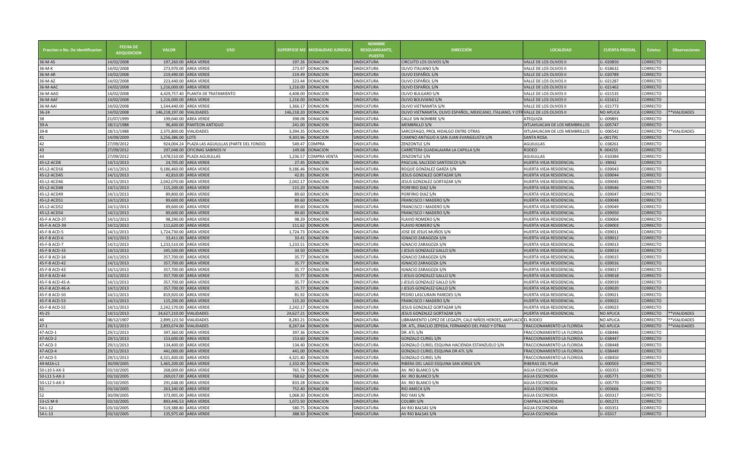| Fraccion o No. De identificacion | FECHA DE ADQUISICION | VALOR | USO | SUPERFICIE M2 | MODALIDAD JURIDICA | NOMBRE RESGUARDANTE, PUESTO | DIRECCIÓN | LOCALIDAD | CUENTA PREDIAL | Estatus | Observaciones |
|---|---|---|---|---|---|---|---|---|---|---|---|
| 36-M-AS | 14/02/2008 | 197,260.00 | AREA VERDE | 197.26 | DONACION | SINDICATURA | CIRCUITO LOS OLIVOS S/N | VALLE DE LOS OLIVOS II | U.-020850 | CORRECTO | |
| 36-M-K | 14/02/2008 | 273,970.00 | AREA VERDE | 273.97 | DONACION | SINDICATURA | OLIVO ITALIANO S/N | VALLE DE LOS OLIVOS II | U.-018632 | CORRECTO | |
| 36-M-AR | 14/02/2008 | 219,490.00 | AREA VERDE | 219.49 | DONACION | SINDICATURA | OLIVO ESPAÑOL S/N | VALLE DE LOS OLIVOS II | U.-020789 | CORRECTO | |
| 36-M-AZ | 14/02/2008 | 223,440.00 | AREA VERDE | 223.44 | DONACION | SINDICATURA | OLIVO ESPAÑOL S/N | VALLE DE LOS OLIVOS II | U.-021287 | CORRECTO | |
| 36-M-AAC | 14/02/2008 | 1,216,000.00 | AREA VERDE | 1,216.00 | DONACION | SINDICATURA | OLIVO ESPAÑOL S/N | VALLE DE LOS OLIVOS II | U.-021462 | CORRECTO | |
| 36-M-AAD | 14/02/2008 | 4,429,757.40 | PLANTA DE TRATAMIENTO | 4,408.00 | DONACION | SINDICATURA | OLIVO BULGARO S/N | VALLE DE LOS OLIVOS II | U.-021535 | CORRECTO | |
| 36-M-AAF | 14/02/2008 | 1,216,000.00 | AREA VERDE | 1,216.00 | DONACION | SINDICATURA | OLIVO BOLIVIANO S/N | VALLE DE LOS OLIVOS II | U.-021612 | CORRECTO | |
| 36-M-AAI | 14/02/2008 | 1,544,440.00 | AREA VERDE | 1,366.17 | DONACION | SINDICATURA | OLIVO VIETNAMITA S/N | VALLE DE LOS OLIVOS II | U.-021773 | CORRECTO | |
| 36-24 | 14/02/2008 | 146,218,197.00 | VIALIDADES | 146,218.20 | DONACION | SINDICATURA | OLIVO VIETNAMITA, OLIVO ESPAÑOL, MEXICANO, ITALIANO, Y OTR | VALLE DE LOS OLIVOS II | NO APLICA | CORRECTO | **VIALIDADES |
| 38 | 21/07/1999 | 199,040.00 | AREA VERDE | 398.08 | DONACION | SINDICATURA | CALLE SIN NOMBRE S/N | ATEQUIZA | U.-009891 | CORRECTO | |
| 39-A | 18/11/1988 | 96,400.00 | PANTEON ANTIGUO | 241.00 | DONACION | SINDICATURA | MEMBRILLO S/N | IXTLAHUACAN DE LOS MEMBRILLOS | U.-005747 | CORRECTO | |
| 39-B | 18/11/1988 | 2,375,800.00 | VIALIDADES | 3,394.35 | DONACION | SINDICATURA | SARCOFAGO, PROL HIDALGO ENTRE OTRAS | IXTLAHUACAN DE LOS MEMBRILLOS | U.-006542 | CORRECTO | **VIALIDADES |
| 41 | 14/09/2009 | 3,256,386.00 | LOTE | 9,303.96 | DONACION | SINDICATURA | CAMINO ANTIGUO A SAN JUAN EVANGELISTA S/N | SANTA ROSA | u.-001791 | CORRECTO | |
| 42 | 27/09/2012 | 924,004.24 | PLAZA LAS AGUILILLAS (PARTE DEL FONDO) | 549.47 | COMPRA | SINDICATURA | ZENZONTLE S/N | AGUILILLAS | U.-038261 | CORRECTO | |
| 43 | 27/09/2012 | 297,048.00 | OFICINAS SABINOS IV | 149.68 | DONACION | SINDICATURA | CARRETERA GUADALAJARA LA CAPILLA S/N | RODEO | R.-004255 | CORRECTO | |
| 44 | 27/09/2012 | 1,478,510.00 | PLAZA AGUILILLAS | 1,236.57 | COMPRA VENTA | SINDICATURA | ZENZONTLE S/N | AGUILILLAS | U.-010384 | CORRECTO | |
| 45-L2-ACD8 | 14/11/2013 | 24,705.00 | AREA VERDE | 27.45 | DONACION | SINDICATURA | PASCUAL SALCEDO SANTOSCOI S/N | HUERTA VIEJA RESIDENCIAL | U.-39042 | CORRECTO | |
| 45-L2-ACD16 | 14/11/2013 | 9,186,460.00 | AREA VERDE | 9,186.46 | DONACION | SINDICATURA | ROQUE GONZALEZ GARZA S/N | HUERTA VIEJA RESIDENCIAL | U.-039043 | CORRECTO | |
| 45-L2-ACD45 | 14/11/2013 | 42,810.00 | AREA VERDE | 42.81 | DONACION | SINDICATURA | JESUS GONZALEZ GORTAZAR S/N | HUERTA VIEJA RESIDENCIAL | U.-039044 | CORRECTO | |
| 45-L2-ACD46 | 14/11/2013 | 2,042,070.00 | AREA VERDE | 2,042.17 | DONACION | SINDICATURA | JESUS GONZALEZ GORTAZAR S/N | HUERTA VIEJA RESIDENCIAL | U.-039045 | CORRECTO | |
| 45-L2-ACD48 | 14/11/2013 | 115,200.00 | AREA VERDE | 115.20 | DONACION | SINDICATURA | PORFIRIO DIAZ S/N | HUERTA VIEJA RESIDENCIAL | U.-039046 | CORRECTO | |
| 45-L2-ACD49 | 14/11/2013 | 89,800.00 | AREA VERDE | 89.60 | DONACION | SINDICATURA | PORFIRIO DIAZ S/N | HUERTA VIEJA RESIDENCIAL | U.-039047 | CORRECTO | |
| 45-L2-ACD51 | 14/11/2013 | 89,600.00 | AREA VERDE | 89.60 | DONACION | SINDICATURA | FRANCISCO I MADERO S/N | HUERTA VIEJA RESIDENCIAL | U.-039048 | CORRECTO | |
| 45-L2-ACD52 | 14/11/2013 | 89,600.00 | AREA VERDE | 89.60 | DONACION | SINDICATURA | FRANCISCO I MADERO S/N | HUERTA VIEJA RESIDENCIAL | U.-039049 | CORRECTO | |
| 45-L2-ACD54 | 14/11/2013 | 89,600.00 | AREA VERDE | 89.60 | DONACION | SINDICATURA | FRANCISCO I MADERO S/N | HUERTA VIEJA RESIDENCIAL | U.-039050 | CORRECTO | |
| 45-F-A ACD-37 | 14/11/2013 | 98,290.00 | AREA VERDE | 98.29 | DONACION | SINDICATURA | FLAVIO ROMERO S/N | HUERTA VIEJA RESIDENCIAL | U.-039004 | CORRECTO | |
| 45-F-A ACD-39 | 14/11/2013 | 111,620.00 | AREA VERDE | 111.62 | DONACION | SINDICATURA | FLAVIO ROMERO S/N | HUERTA VIEJA RESIDENCIAL | U.-039003 | CORRECTO | |
| 45-F-B ACD-5 | 14/11/2013 | 1,724,730.00 | AREA VERDE | 1,724.73 | DONACION | SINDICATURA | JOSE DE JESUS MUÑOS S/N | HUERTA VIEJA RESIDENCIAL | U.-039011 | CORRECTO | |
| 45-F-B ACD-6 | 14/11/2013 | 33,411.00 | AREA VERDE | 33.41 | DONACION | SINDICATURA | IGNACIO ZARAGOZA S/N | HUERTA VIEJA RESIDENCIAL | U.-039012 | CORRECTO | |
| 45-F-B ACD-7 | 14/11/2013 | 1,233,510.00 | AREA VERDE | 1,233.51 | DONACION | SINDICATURA | IGNACIO ZARAGOZA S/N | HUERTA VIEJA RESIDENCIAL | U.-039013 | CORRECTO | |
| 45-F-B ACD-33 | 14/11/2013 | 345,500.00 | AREA VERDE | 34.50 | DONACION | SINDICATURA | J JESUS GONZALEZ GALLO S/N | HUERTA VIEJA RESIDENCIAL | U.-039014 | CORRECTO | |
| 45-F-B ACD-34 | 14/11/2013 | 357,700.00 | AREA VERDE | 35.77 | DONACION | SINDICATURA | IGNACIO ZARAGOZA S/N | HUERTA VIEJA RESIDENCIAL | U.-039015 | CORRECTO | |
| 45-F-B ACD-42 | 14/11/2013 | 357,700.00 | AREA VERDE | 35.77 | DONACION | SINDICATURA | IGNACIO ZARAGOZA S/N | HUERTA VIEJA RESIDENCIAL | U.-039016 | CORRECTO | |
| 45-F-B ACD-43 | 14/11/2013 | 357,700.00 | AREA VERDE | 35.77 | DONACION | SINDICATURA | IGNACIO ZARAGOZA S/N | HUERTA VIEJA RESIDENCIAL | U.-039017 | CORRECTO | |
| 45-F-B ACD-44 | 14/11/2013 | 357,700.00 | AREA VERDE | 35.77 | DONACION | SINDICATURA | J JESUS GONZALEZ GALLO S/N | HUERTA VIEJA RESIDENCIAL | U.-039018 | CORRECTO | |
| 45-F-B ACD-45-A | 14/11/2013 | 357,700.00 | AREA VERDE | 35.77 | DONACION | SINDICATURA | J JESUS GONZALEZ GALLO S/N | HUERTA VIEJA RESIDENCIAL | U.-039019 | CORRECTO | |
| 45-F-B ACD-46-A | 14/11/2013 | 357,700.00 | AREA VERDE | 35.77 | DONACION | SINDICATURA | J JESUS GONZALEZ GALLO S/N | HUERTA VIEJA RESIDENCIAL | U.-039020 | CORRECTO | |
| 45-F-B ACD-50 | 14/11/2013 | 819,920.00 | AREA VERDE | 81.92 | DONACION | SINDICATURA | PEDRO LASCURAIN PAREDES S/N | HUERTA VIEJA RESIDENCIAL | U.-039021 | CORRECTO | |
| 45-F-B ACD-53 | 14/11/2013 | 115,200.00 | AREA VERDE | 115.20 | DONACION | SINDICATURA | FRANCISCO I MADERO S/N | HUERTA VIEJA RESIDENCIAL | U.-039022 | CORRECTO | |
| 45-F-B ACD-55 | 14/11/2013 | 2,242,170.00 | AREA VERDE | 2,242.17 | DONACION | SINDICATURA | JESUS GONZALEZ GORTAZAR S/N | HUERTA VIEJA RESIDENCIAL | U.-039023 | CORRECTO | |
| 45-25 | 14/11/2013 | 24,627,210.00 | VIALIDADES | 24,627.21 | DONACION | SINDICATURA | JESUS GONZALEZ GORTAZAR S/N | HUERTA VIEJA RESIDENCIAL | NO APLICA | CORRECTO | **VIALIDADES |
| 46 | 08/12/1907 | 2,899,123.50 | VIALIDADES | 8,283.21 | DONACION | SINDICATURA | LIBRAMIENTO LOPEZ DE LEGAZPI, CALE NIÑOS HEROES, AMPLIACIO | EL RODEO | NO APLICA | CORRECTO | **VIALIDADES |
| 47-1 | 29/11/2013 | 2,893,674.00 | VIALIDADES | 8,267.64 | DONACION | SINDICATURA | DR. ATL, ERACLIO ZEPEDA, FERNANDO DEL PASO Y OTRAS | FRACCIONAMIENTO LA FLORIDA | NO APLICA | CORRECTO | **VIALIDADES |
| 47-ACD-1 | 29/11/2013 | 397,360.00 | AREA VERDE | 397.36 | DONACION | SINDICATURA | DR. ATL S/N | FRACCIONAMIENTO LA FLORIDA | U.-038446 | CORRECTO | |
| 47-ACD-2 | 29/11/2013 | 153,600.00 | AREA VERDE | 153.60 | DONACION | SINDICATURA | GONZALO CURIEL S/N | FRACCIONAMIENTO LA FLORIDA | U.-038447 | CORRECTO | |
| 47-ACD-3 | 29/11/2013 | 134,400.00 | AREA VERDE | 134.40 | DONACION | SINDICATURA | GONZALO CURIEL ESQUINA HACIENDA ESTANZUELO S/N | FRACCIONAMIENTO LA FLORIDA | U.-038448 | CORRECTO | |
| 47-ACD-4 | 29/11/2013 | 441,000.00 | AREA VERDE | 441.00 | DONACION | SINDICATURA | GONZALO CURIEL ESQUINA DR ATL S/N | FRACCIONAMIENTO LA FLORIDA | U.-038449 | CORRECTO | |
| 47-ACD-5 | 29/11/2013 | 4,321,400.00 | AREA VERDE | 4,321.40 | DONACION | SINDICATURA | GONZALO CURIEL S/N | FRACCIONAMIENTO LA FLORIDA | U.-038450 | CORRECTO | |
| 49-M2A-L1 | 30/09/2005 | 1,465,200.00 | AREA VERDE | 1,332.00 | DONACION | SINDICATURA | RIBERA DEL LAGO ESQUINA SAN JORGE S/N | RIBERAS DEL PILAR | U.-000503 | CORRECTO | |
| 50-L10 S-AX-3 | 03/10/2005 | 268,009.00 | AREA VERDE | 765.74 | DONACION | SINDICATURA | AV. RIO BLANCO S/N | AGUA ESCONDIDA | U.-003353 | CORRECTO | |
| 50-L11 S-AX-3 | 03/10/2005 | 269,017.00 | AREA VERDE | 768.62 | DONACION | SINDICATURA | AV. RIO BLANCO S/N | AGUA ESCONDIDA | U.-005771 | CORRECTO | |
| 50-L12 S-AX-3 | 03/10/2005 | 291,648.00 | AREA VERDE | 833.28 | DONACION | SINDICATURA | AV. RIO BLANCO S/N | AGUA ESCONDIDA | U.-005770 | CORRECTO | |
| 51 | 03/10/2005 | 263,340.00 | AREA VERDE | 752.40 | DONACION | SINDICATURA | RIO AMECA S/N | AGUA ESCONDIDA | U.-003666 | CORRECTO | |
| 52 | 30/09/2005 | 373,905.00 | AREA VERDE | 1,068.30 | DONACION | SINDICATURA | RIO YAKI S/N | AGUA ESCONDIDA | U.-003317 | CORRECTO | |
| 53-L5 M-9 | 03/10/2005 | 893,446.53 | AREA VERDE | 1,072.50 | DONACION | SINDICATURA | COLIBRI S/N | CHAPALA HACIENDAS | U.-001271 | CORRECTO | |
| 54-L-12 | 03/10/2005 | 519,388.80 | AREA VERDE | 580.75 | DONACION | SINDICATURA | AV RIO BALSAS S/N | AGUA ESCONDIDA | U.-003351 | CORRECTO | |
| 54-L-13 | 03/10/2005 | 135,975.00 | AREA VERDE | 388.50 | DONACION | SINDICATURA | AV RIO BALSAS S/N | AGUA ESCONDIDA | U.-03317 | CORRECTO | |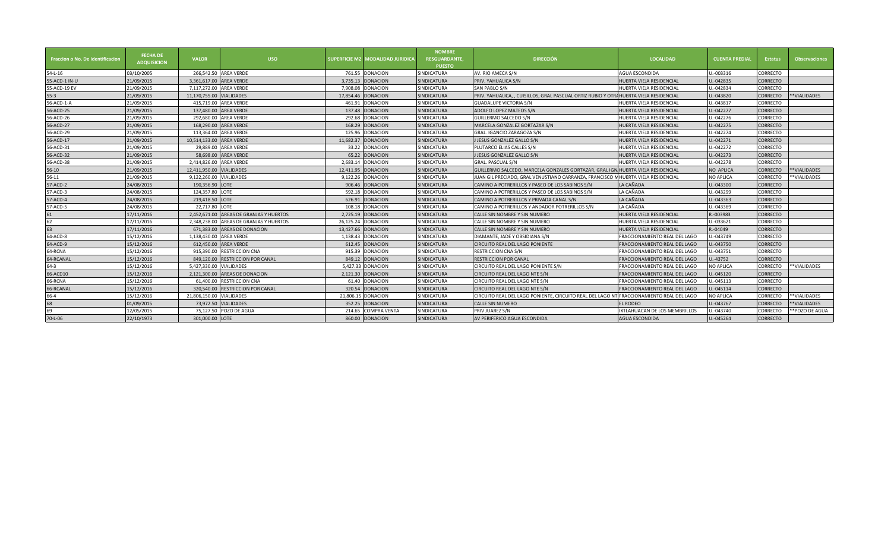| Fraccion o No. De identificacion | FECHA DE ADQUISICION | VALOR | USO | SUPERFICIE M2 | MODALIDAD JURIDICA | NOMBRE RESGUARDANTE, PUESTO | DIRECCIÓN | LOCALIDAD | CUENTA PREDIAL | Estatus | Observaciones |
|---|---|---|---|---|---|---|---|---|---|---|---|
| 54-L-16 | 03/10/2005 | 266,542.50 | AREA VERDE | 761.55 | DONACION | SINDICATURA | AV. RIO AMECA S/N | AGUA ESCONDIDA | U.-003316 | CORRECTO | |
| 55-ACD-1 IN-U | 21/09/2015 | 3,361,617.00 | AREA VERDE | 3,735.13 | DONACION | SINDICATURA | PRIV. YAHUALICA S/N | HUERTA VIEJA RESIDENCIAL | U.-042835 | CORRECTO | |
| 55-ACD-19 EV | 21/09/2015 | 7,117,272.00 | AREA VERDE | 7,908.08 | DONACION | SINDICATURA | SAN PABLO S/N | HUERTA VIEJA RESIDENCIAL | U.-042834 | CORRECTO | |
| 55-3 | 21/09/2015 | 11,170,755.00 | VIALIDADES | 17,854.46 | DONACION | SINDICATURA | PRIV. YAHUALICA, , CUISILLOS, GRAL PASCUAL ORTIZ RUBIO Y OTRA | HUERTA VIEJA RESIDENCIAL | U.-043820 | CORRECTO | **VIALIDADES |
| 56-ACD-1-A | 21/09/2015 | 415,719.00 | AREA VERDE | 461.91 | DONACION | SINDICATURA | GUADALUPE VICTORIA S/N | HUERTA VIEJA RESIDENCIAL | U.-043817 | CORRECTO | |
| 56-ACD-25 | 21/09/2015 | 137,480.00 | AREA VERDE | 137.48 | DONACION | SINDICATURA | ADOLFO LOPEZ MATEOS S/N | HUERTA VIEJA RESIDENCIAL | U.-042277 | CORRECTO | |
| 56-ACD-26 | 21/09/2015 | 292,680.00 | AREA VERDE | 292.68 | DONACION | SINDICATURA | GUILLERMO SALCEDO S/N | HUERTA VIEJA RESIDENCIAL | U.-042276 | CORRECTO | |
| 56-ACD-27 | 21/09/2015 | 168,290.00 | AREA VERDE | 168.29 | DONACION | SINDICATURA | MARCELA GONZALEZ GORTAZAR S/N | HUERTA VIEJA RESIDENCIAL | U.-042275 | CORRECTO | |
| 56-ACD-29 | 21/09/2015 | 113,364.00 | AREA VERDE | 125.96 | DONACION | SINDICATURA | GRAL. IGANCIO ZARAGOZA S/N | HUERTA VIEJA RESIDENCIAL | U.-042274 | CORRECTO | |
| 56-ACD-17 | 21/09/2015 | 10,514,133.00 | AREA VERDE | 11,682.37 | DONACION | SINDICATURA | J JESUS GONZALEZ GALLO S/N | HUERTA VIEJA RESIDENCIAL | U.-042271 | CORRECTO | |
| 56-ACD-31 | 21/09/2015 | 29,889.00 | AREA VERDE | 33.22 | DONACION | SINDICATURA | PLUTARCO ELIAS CALLES S/N | HUERTA VIEJA RESIDENCIAL | U.-042272 | CORRECTO | |
| 56-ACD-32 | 21/09/2015 | 58,698.00 | AREA VERDE | 65.22 | DONACION | SINDICATURA | J JESUS GONZALEZ GALLO S/N | HUERTA VIEJA RESIDENCIAL | U.-042273 | CORRECTO | |
| 56-ACD-38 | 21/09/2015 | 2,414,826.00 | AREA VERDE | 2,683.14 | DONACION | SINDICATURA | GRAL. PASCUAL S/N | HUERTA VIEJA RESIDENCIAL | U.-042278 | CORRECTO | |
| 56-10 | 21/09/2015 | 12,411,950.00 | VIALIDADES | 12,411.95 | DONACION | SINDICATURA | GUILLERMO SALCEDO, MARCELA GONZALES GORTAZAR, GRAL IGN | HUERTA VIEJA RESIDENCIAL | NO APLICA | CORRECTO | **VIALIDADES |
| 56-11 | 21/09/2015 | 9,122,260.00 | VIALIDADES | 9,122.26 | DONACION | SINDICATURA | JUAN GIL PRECIADO, GRAL VENUSTIANO CARRANZA, FRANCISCO M | HUERTA VIEJA RESIDENCIAL | NO APLICA | CORRECTO | **VIALIDADES |
| 57-ACD-2 | 24/08/2015 | 190,356.90 | LOTE | 906.46 | DONACION | SINDICATURA | CAMINO A POTRERILLOS Y PASEO DE LOS SABINOS S/N | LA CAÑADA | U.-043300 | CORRECTO | |
| 57-ACD-3 | 24/08/2015 | 124,357.80 | LOTE | 592.18 | DONACION | SINDICATURA | CAMINO A POTRERILLOS Y PASEO DE LOS SABINOS S/N | LA CAÑADA | U.-043299 | CORRECTO | |
| 57-ACD-4 | 24/08/2015 | 219,418.50 | LOTE | 626.91 | DONACION | SINDICATURA | CAMINO A POTRERILLOS Y PRIVADA CANAL S/N | LA CAÑADA | U.-043363 | CORRECTO | |
| 57-ACD-5 | 24/08/2015 | 22,717.80 | LOTE | 108.18 | DONACION | SINDICATURA | CAMINO A POTRERILLOS Y ANDADOR POTRERILLOS S/N | LA CAÑADA | U.-043369 | CORRECTO | |
| 61 | 17/11/2016 | 2,452,671.00 | AREAS DE GRANJAS Y HUERTOS | 2,725.19 | DONACION | SINDICATURA | CALLE SIN NOMBRE Y SIN NUMERO | HUERTA VIEJA RESIDENCIAL | R.-003983 | CORRECTO | |
| 62 | 17/11/2016 | 2,348,238.00 | AREAS DE GRANJAS Y HUERTOS | 26,125.24 | DONACION | SINDICATURA | CALLE SIN NOMBRE Y SIN NUMERO | HUERTA VIEJA RESIDENCIAL | U.-033621 | CORRECTO | |
| 63 | 17/11/2016 | 671,383.00 | AREAS DE DONACION | 13,427.66 | DONACION | SINDICATURA | CALLE SIN NOMBRE Y SIN NUMERO | HUERTA VIEJA RESIDENCIAL | R.-04049 | CORRECTO | |
| 64-ACD-8 | 15/12/2016 | 1,138,430.00 | AREA VERDE | 1,138.43 | DONACION | SINDICATURA | DIAMANTE, JADE Y OBSIDIANA S/N | FRACCIONAMIENTO REAL DEL LAGO | U.-043749 | CORRECTO | |
| 64-ACD-9 | 15/12/2016 | 612,450.00 | AREA VERDE | 612.45 | DONACION | SINDICATURA | CIRCUITO REAL DEL LAGO PONIENTE | FRACCIONAMIENTO REAL DEL LAGO | U.-043750 | CORRECTO | |
| 64-RCNA | 15/12/2016 | 915,390.00 | RESTRICCION CNA | 915.39 | DONACION | SINDICATURA | RESTRICCION CNA S/N | FRACCIONAMIENTO REAL DEL LAGO | U.-043751 | CORRECTO | |
| 64-RCANAL | 15/12/2016 | 849,120.00 | RESTRICCION POR CANAL | 849.12 | DONACION | SINDICATURA | RESTRICCION POR CANAL | FRACCIONAMIENTO REAL DEL LAGO | U.-43752 | CORRECTO | |
| 64-3 | 15/12/2016 | 5,427,330.00 | VIALIDADES | 5,427.33 | DONACION | SINDICATURA | CIRCUITO REAL DEL LAGO PONIENTE S/N | FRACCIONAMIENTO REAL DEL LAGO | NO APLICA | CORRECTO | **VIALIDADES |
| 66-ACD10 | 15/12/2016 | 2,121,300.00 | AREAS DE DONACION | 2,121.30 | DONACION | SINDICATURA | CIRCUITO REAL DEL LAGO NTE S/N | FRACCIONAMIENTO REAL DEL LAGO | U.-045120 | CORRECTO | |
| 66-RCNA | 15/12/2016 | 61,400.00 | RESTRICCION CNA | 61.40 | DONACION | SINDICATURA | CIRCUITO REAL DEL LAGO NTE S/N | FRACCIONAMIENTO REAL DEL LAGO | U.-045113 | CORRECTO | |
| 66-RCANAL | 15/12/2016 | 320,540.00 | RESTRICCION POR CANAL | 320.54 | DONACION | SINDICATURA | CIRCUITO REAL DEL LAGO NTE S/N | FRACCIONAMIENTO REAL DEL LAGO | U.-045114 | CORRECTO | |
| 66-4 | 15/12/2016 | 21,806,150.00 | VIALIDADES | 21,806.15 | DONACION | SINDICATURA | CIRCUITO REAL DEL LAGO PONIENTE, CIRCUITO REAL DEL LAGO NT | FRACCIONAMIENTO REAL DEL LAGO | NO APLICA | CORRECTO | **VIALIDADES |
| 68 | 01/09/2015 | 73,972.50 | VIALIDADES | 352.25 | DONACION | SINDICATURA | CALLE SIN NUMERO | EL RODEO | U.-043767 | CORRECTO | **VIALIDADES |
| 69 | 12/05/2015 | 75,127.50 | POZO DE AGUA | 214.65 | COMPRA VENTA | SINDICATURA | PRIV JUAREZ S/N | IXTLAHUACAN DE LOS MEMBRILLOS | U.-043740 | CORRECTO | **POZO DE AGUA |
| 70-L-06 | 22/10/1973 | 301,000.00 | LOTE | 860.00 | DONACION | SINDICATURA | AV PERIFERICO AGUA ESCONDIDA | AGUA ESCONDIDA | U.-045264 | CORRECTO | |